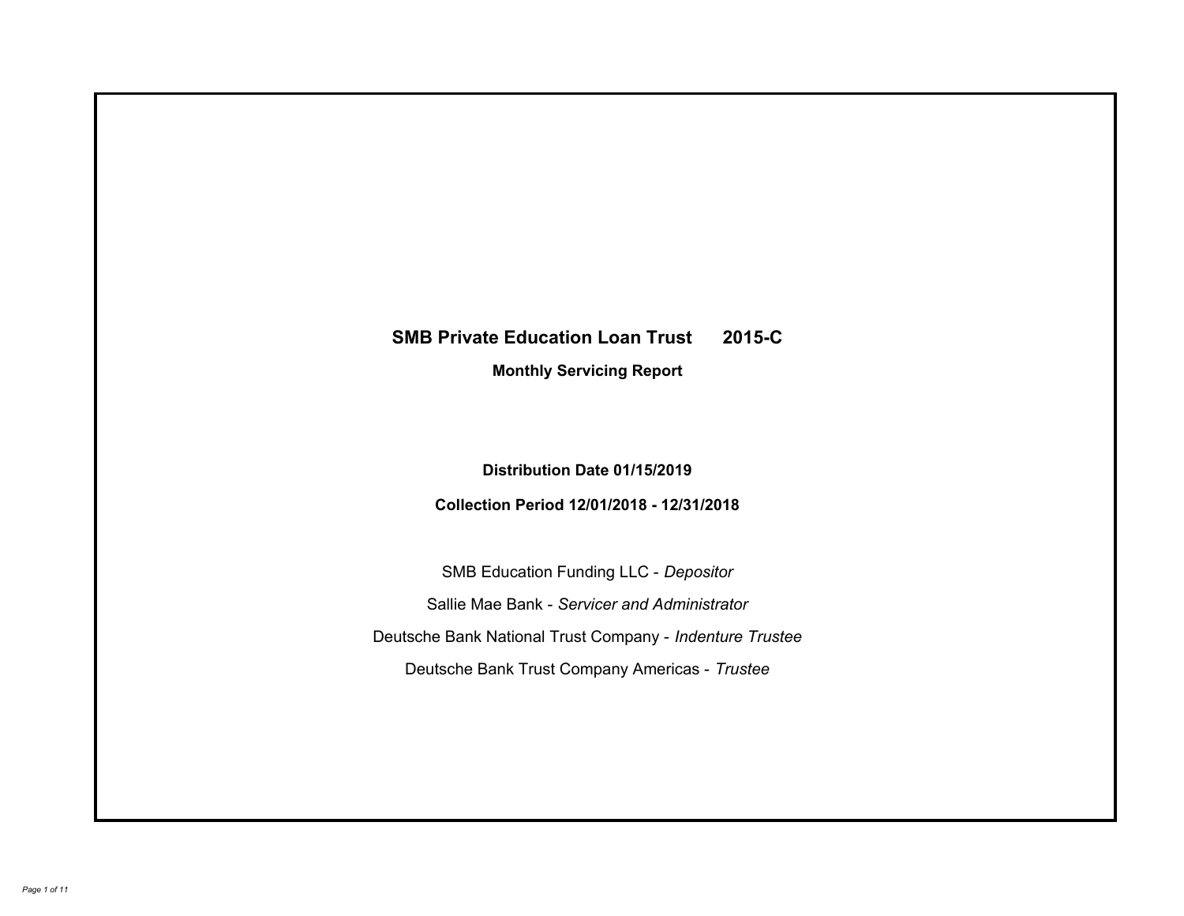# SMB Private Education Loan Trust 2015-C

## Monthly Servicing Report

**Distribution Date 01/15/2019**

**Collection Period 12/01/2018 - 12/31/2018**

SMB Education Funding LLC - *Depositor*

Sallie Mae Bank - *Servicer and Administrator*

Deutsche Bank National Trust Company - *Indenture Trustee*

Deutsche Bank Trust Company Americas - *Trustee*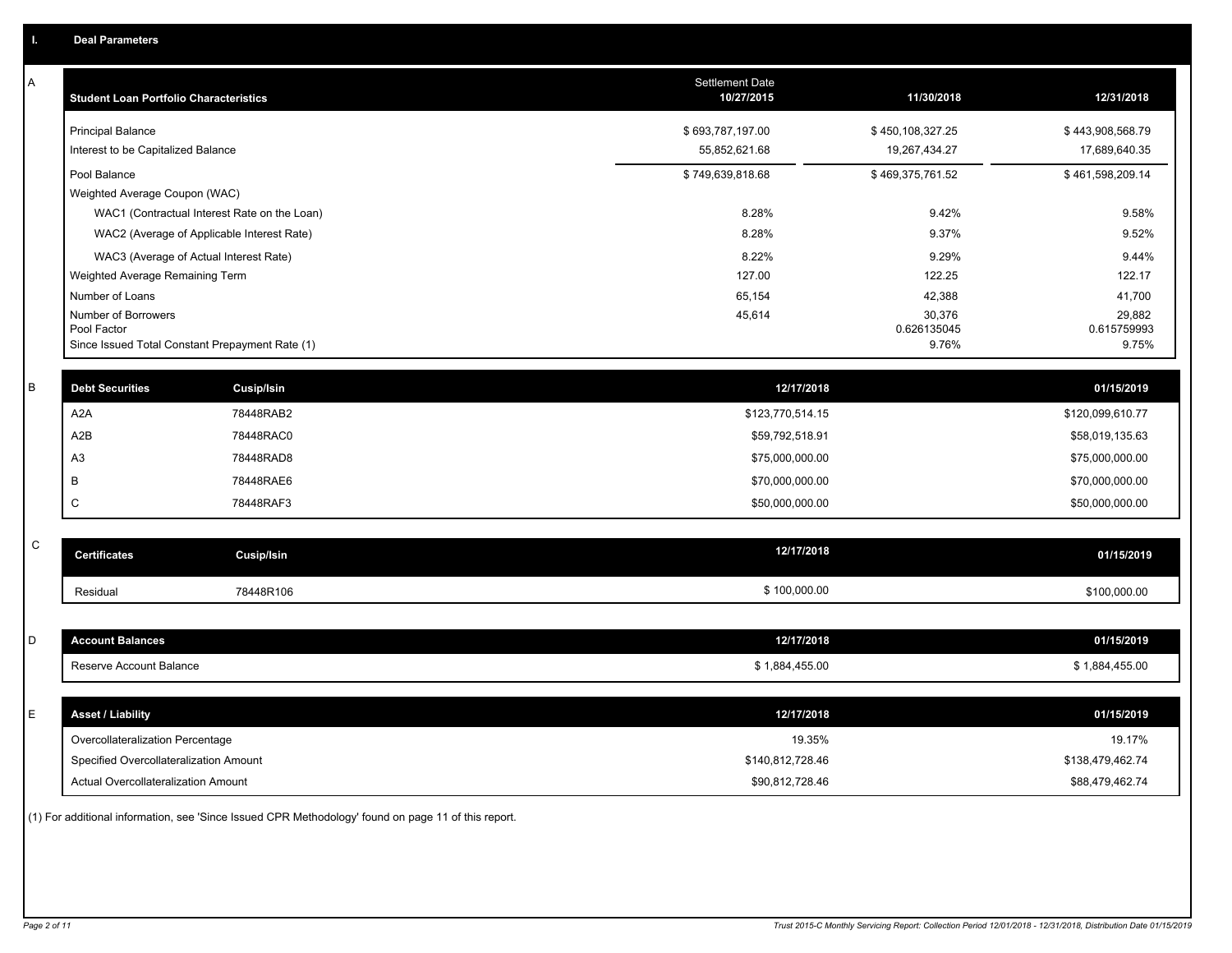## I. Deal Parameters

### A

| Student Loan Portfolio Characteristics | Settlement Date 10/27/2015 | 11/30/2018 | 12/31/2018 |
|---|---|---|---|
| Principal Balance | $ 693,787,197.00 | $ 450,108,327.25 | $ 443,908,568.79 |
| Interest to be Capitalized Balance | 55,852,621.68 | 19,267,434.27 | 17,689,640.35 |
| Pool Balance | $ 749,639,818.68 | $ 469,375,761.52 | $ 461,598,209.14 |
| Weighted Average Coupon (WAC) | | | |
| WAC1 (Contractual Interest Rate on the Loan) | 8.28% | 9.42% | 9.58% |
| WAC2 (Average of Applicable Interest Rate) | 8.28% | 9.37% | 9.52% |
| WAC3 (Average of Actual Interest Rate) | 8.22% | 9.29% | 9.44% |
| Weighted Average Remaining Term | 127.00 | 122.25 | 122.17 |
| Number of Loans | 65,154 | 42,388 | 41,700 |
| Number of Borrowers | 45,614 | 30,376 | 29,882 |
| Pool Factor | | 0.626135045 | 0.615759993 |
| Since Issued Total Constant Prepayment Rate (1) | | 9.76% | 9.75% |

### B

| Debt Securities | Cusip/Isin | 12/17/2018 | 01/15/2019 |
|---|---|---|---|
| A2A | 78448RAB2 | $123,770,514.15 | $120,099,610.77 |
| A2B | 78448RAC0 | $59,792,518.91 | $58,019,135.63 |
| A3 | 78448RAD8 | $75,000,000.00 | $75,000,000.00 |
| B | 78448RAE6 | $70,000,000.00 | $70,000,000.00 |
| C | 78448RAF3 | $50,000,000.00 | $50,000,000.00 |

### C

| Certificates | Cusip/Isin | 12/17/2018 | 01/15/2019 |
|---|---|---|---|
| Residual | 78448R106 | $ 100,000.00 | $100,000.00 |

### D

| Account Balances | 12/17/2018 | 01/15/2019 |
|---|---|---|
| Reserve Account Balance | $ 1,884,455.00 | $ 1,884,455.00 |

### E

| Asset / Liability | 12/17/2018 | 01/15/2019 |
|---|---|---|
| Overcollateralization Percentage | 19.35% | 19.17% |
| Specified Overcollateralization Amount | $140,812,728.46 | $138,479,462.74 |
| Actual Overcollateralization Amount | $90,812,728.46 | $88,479,462.74 |

(1) For additional information, see 'Since Issued CPR Methodology' found on page 11 of this report.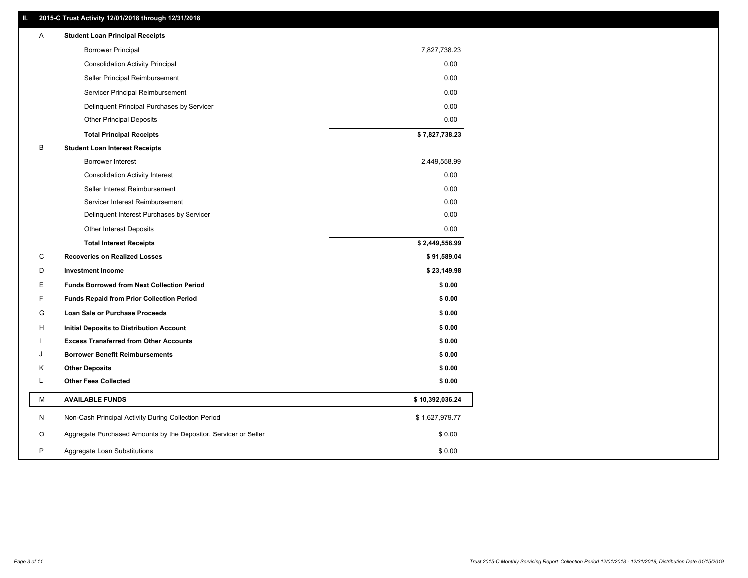## II. 2015-C Trust Activity 12/01/2018 through 12/31/2018

| | | |
|---|---|---|
| A | **Student Loan Principal Receipts** | |
| | Borrower Principal | 7,827,738.23 |
| | Consolidation Activity Principal | 0.00 |
| | Seller Principal Reimbursement | 0.00 |
| | Servicer Principal Reimbursement | 0.00 |
| | Delinquent Principal Purchases by Servicer | 0.00 |
| | Other Principal Deposits | 0.00 |
| | **Total Principal Receipts** | **$ 7,827,738.23** |
| B | **Student Loan Interest Receipts** | |
| | Borrower Interest | 2,449,558.99 |
| | Consolidation Activity Interest | 0.00 |
| | Seller Interest Reimbursement | 0.00 |
| | Servicer Interest Reimbursement | 0.00 |
| | Delinquent Interest Purchases by Servicer | 0.00 |
| | Other Interest Deposits | 0.00 |
| | **Total Interest Receipts** | **$ 2,449,558.99** |
| C | **Recoveries on Realized Losses** | **$ 91,589.04** |
| D | **Investment Income** | **$ 23,149.98** |
| E | **Funds Borrowed from Next Collection Period** | **$ 0.00** |
| F | **Funds Repaid from Prior Collection Period** | **$ 0.00** |
| G | **Loan Sale or Purchase Proceeds** | **$ 0.00** |
| H | **Initial Deposits to Distribution Account** | **$ 0.00** |
| I | **Excess Transferred from Other Accounts** | **$ 0.00** |
| J | **Borrower Benefit Reimbursements** | **$ 0.00** |
| K | **Other Deposits** | **$ 0.00** |
| L | **Other Fees Collected** | **$ 0.00** |
| M | **AVAILABLE FUNDS** | **$ 10,392,036.24** |
| N | Non-Cash Principal Activity During Collection Period | $ 1,627,979.77 |
| O | Aggregate Purchased Amounts by the Depositor, Servicer or Seller | $ 0.00 |
| P | Aggregate Loan Substitutions | $ 0.00 |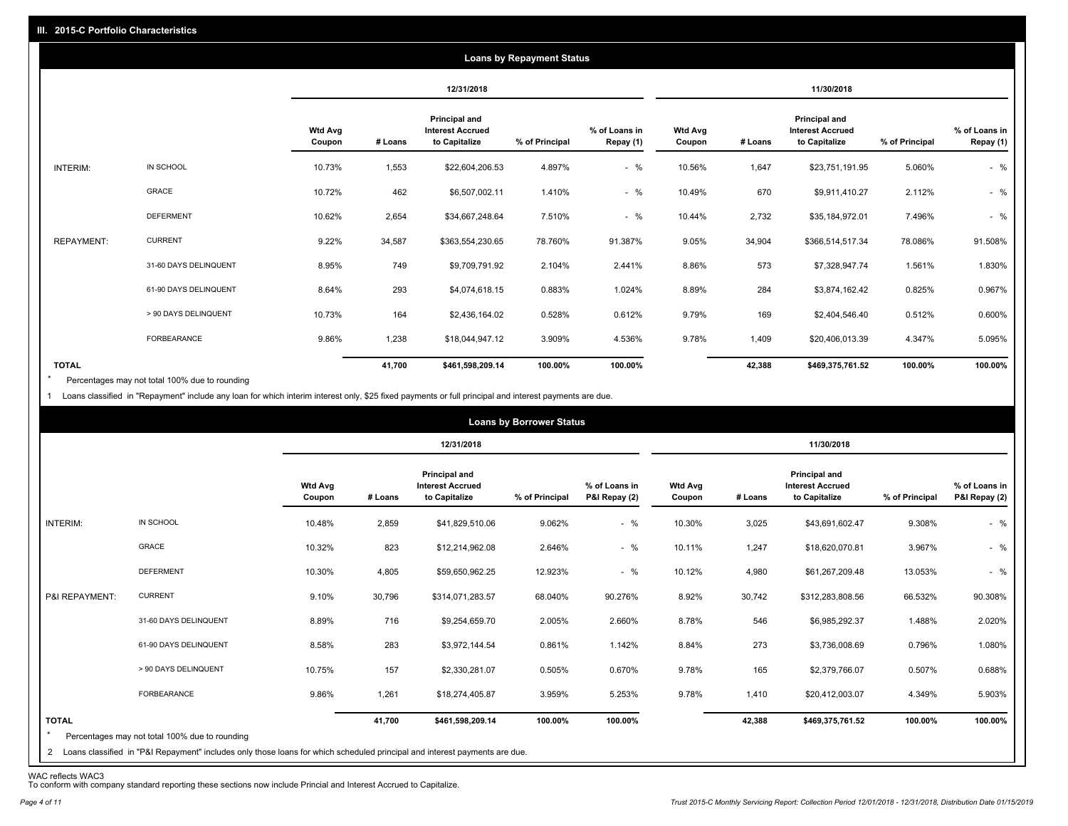## III. 2015-C Portfolio Characteristics

### Loans by Repayment Status

| | | 12/31/2018 | | | | | 11/30/2018 | | | | |
|---|---|---|---|---|---|---|---|---|---|---|---|
| | | Wtd Avg Coupon | # Loans | Principal and Interest Accrued to Capitalize | % of Principal | % of Loans in Repay (1) | Wtd Avg Coupon | # Loans | Principal and Interest Accrued to Capitalize | % of Principal | % of Loans in Repay (1) |
| INTERIM: | IN SCHOOL | 10.73% | 1,553 | $22,604,206.53 | 4.897% | - % | 10.56% | 1,647 | $23,751,191.95 | 5.060% | - % |
| | GRACE | 10.72% | 462 | $6,507,002.11 | 1.410% | - % | 10.49% | 670 | $9,911,410.27 | 2.112% | - % |
| | DEFERMENT | 10.62% | 2,654 | $34,667,248.64 | 7.510% | - % | 10.44% | 2,732 | $35,184,972.01 | 7.496% | - % |
| REPAYMENT: | CURRENT | 9.22% | 34,587 | $363,554,230.65 | 78.760% | 91.387% | 9.05% | 34,904 | $366,514,517.34 | 78.086% | 91.508% |
| | 31-60 DAYS DELINQUENT | 8.95% | 749 | $9,709,791.92 | 2.104% | 2.441% | 8.86% | 573 | $7,328,947.74 | 1.561% | 1.830% |
| | 61-90 DAYS DELINQUENT | 8.64% | 293 | $4,074,618.15 | 0.883% | 1.024% | 8.89% | 284 | $3,874,162.42 | 0.825% | 0.967% |
| | > 90 DAYS DELINQUENT | 10.73% | 164 | $2,436,164.02 | 0.528% | 0.612% | 9.79% | 169 | $2,404,546.40 | 0.512% | 0.600% |
| | FORBEARANCE | 9.86% | 1,238 | $18,044,947.12 | 3.909% | 4.536% | 9.78% | 1,409 | $20,406,013.39 | 4.347% | 5.095% |
| **TOTAL** | | | **41,700** | **$461,598,209.14** | **100.00%** | **100.00%** | | **42,388** | **$469,375,761.52** | **100.00%** | **100.00%** |

\* Percentages may not total 100% due to rounding

1 Loans classified in "Repayment" include any loan for which interim interest only, $25 fixed payments or full principal and interest payments are due.

### Loans by Borrower Status

| | | 12/31/2018 | | | | | 11/30/2018 | | | | |
|---|---|---|---|---|---|---|---|---|---|---|---|
| | | Wtd Avg Coupon | # Loans | Principal and Interest Accrued to Capitalize | % of Principal | % of Loans in P&I Repay (2) | Wtd Avg Coupon | # Loans | Principal and Interest Accrued to Capitalize | % of Principal | % of Loans in P&I Repay (2) |
| INTERIM: | IN SCHOOL | 10.48% | 2,859 | $41,829,510.06 | 9.062% | - % | 10.30% | 3,025 | $43,691,602.47 | 9.308% | - % |
| | GRACE | 10.32% | 823 | $12,214,962.08 | 2.646% | - % | 10.11% | 1,247 | $18,620,070.81 | 3.967% | - % |
| | DEFERMENT | 10.30% | 4,805 | $59,650,962.25 | 12.923% | - % | 10.12% | 4,980 | $61,267,209.48 | 13.053% | - % |
| P&I REPAYMENT: | CURRENT | 9.10% | 30,796 | $314,071,283.57 | 68.040% | 90.276% | 8.92% | 30,742 | $312,283,808.56 | 66.532% | 90.308% |
| | 31-60 DAYS DELINQUENT | 8.89% | 716 | $9,254,659.70 | 2.005% | 2.660% | 8.78% | 546 | $6,985,292.37 | 1.488% | 2.020% |
| | 61-90 DAYS DELINQUENT | 8.58% | 283 | $3,972,144.54 | 0.861% | 1.142% | 8.84% | 273 | $3,736,008.69 | 0.796% | 1.080% |
| | > 90 DAYS DELINQUENT | 10.75% | 157 | $2,330,281.07 | 0.505% | 0.670% | 9.78% | 165 | $2,379,766.07 | 0.507% | 0.688% |
| | FORBEARANCE | 9.86% | 1,261 | $18,274,405.87 | 3.959% | 5.253% | 9.78% | 1,410 | $20,412,003.07 | 4.349% | 5.903% |
| **TOTAL** | | | **41,700** | **$461,598,209.14** | **100.00%** | **100.00%** | | **42,388** | **$469,375,761.52** | **100.00%** | **100.00%** |

\* Percentages may not total 100% due to rounding

2 Loans classified in "P&I Repayment" includes only those loans for which scheduled principal and interest payments are due.

WAC reflects WAC3
To conform with company standard reporting these sections now include Princial and Interest Accrued to Capitalize.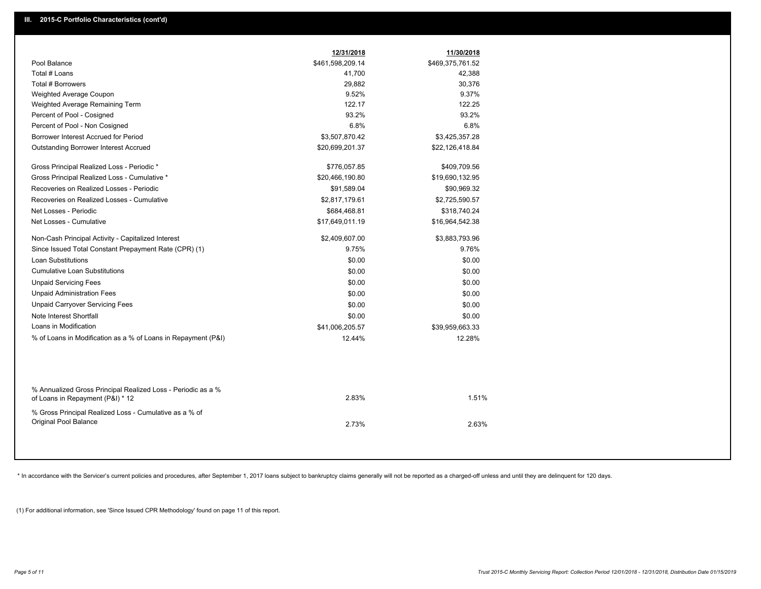## III. 2015-C Portfolio Characteristics (cont'd)

| | 12/31/2018 | 11/30/2018 |
|---|---|---|
| Pool Balance | $461,598,209.14 | $469,375,761.52 |
| Total # Loans | 41,700 | 42,388 |
| Total # Borrowers | 29,882 | 30,376 |
| Weighted Average Coupon | 9.52% | 9.37% |
| Weighted Average Remaining Term | 122.17 | 122.25 |
| Percent of Pool - Cosigned | 93.2% | 93.2% |
| Percent of Pool - Non Cosigned | 6.8% | 6.8% |
| Borrower Interest Accrued for Period | $3,507,870.42 | $3,425,357.28 |
| Outstanding Borrower Interest Accrued | $20,699,201.37 | $22,126,418.84 |
| Gross Principal Realized Loss - Periodic * | $776,057.85 | $409,709.56 |
| Gross Principal Realized Loss - Cumulative * | $20,466,190.80 | $19,690,132.95 |
| Recoveries on Realized Losses - Periodic | $91,589.04 | $90,969.32 |
| Recoveries on Realized Losses - Cumulative | $2,817,179.61 | $2,725,590.57 |
| Net Losses - Periodic | $684,468.81 | $318,740.24 |
| Net Losses - Cumulative | $17,649,011.19 | $16,964,542.38 |
| Non-Cash Principal Activity - Capitalized Interest | $2,409,607.00 | $3,883,793.96 |
| Since Issued Total Constant Prepayment Rate (CPR) (1) | 9.75% | 9.76% |
| Loan Substitutions | $0.00 | $0.00 |
| Cumulative Loan Substitutions | $0.00 | $0.00 |
| Unpaid Servicing Fees | $0.00 | $0.00 |
| Unpaid Administration Fees | $0.00 | $0.00 |
| Unpaid Carryover Servicing Fees | $0.00 | $0.00 |
| Note Interest Shortfall | $0.00 | $0.00 |
| Loans in Modification | $41,006,205.57 | $39,959,663.33 |
| % of Loans in Modification as a % of Loans in Repayment (P&I) | 12.44% | 12.28% |
| % Annualized Gross Principal Realized Loss - Periodic as a % of Loans in Repayment (P&I) * 12 | 2.83% | 1.51% |
| % Gross Principal Realized Loss - Cumulative as a % of Original Pool Balance | 2.73% | 2.63% |

* In accordance with the Servicer's current policies and procedures, after September 1, 2017 loans subject to bankruptcy claims generally will not be reported as a charged-off unless and until they are delinquent for 120 days.

(1) For additional information, see 'Since Issued CPR Methodology' found on page 11 of this report.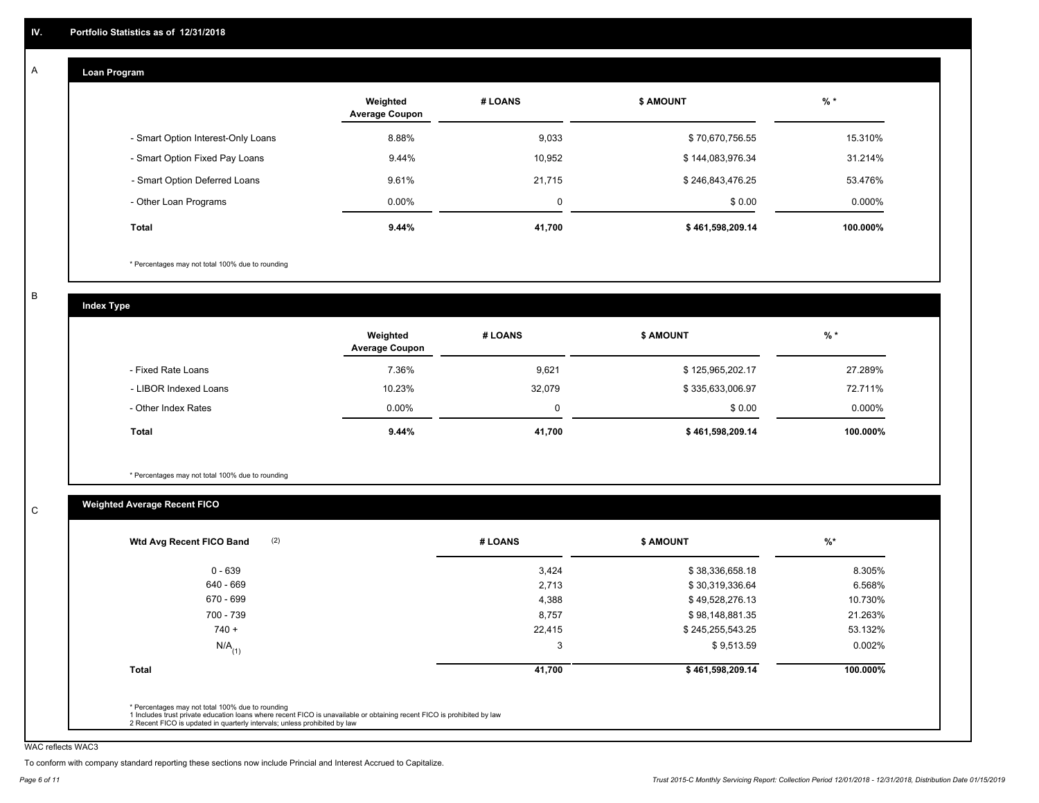## IV. Portfolio Statistics as of 12/31/2018

### A Loan Program

| | Weighted Average Coupon | # LOANS | $ AMOUNT | % * |
|---|---|---|---|---|
| - Smart Option Interest-Only Loans | 8.88% | 9,033 | $ 70,670,756.55 | 15.310% |
| - Smart Option Fixed Pay Loans | 9.44% | 10,952 | $ 144,083,976.34 | 31.214% |
| - Smart Option Deferred Loans | 9.61% | 21,715 | $ 246,843,476.25 | 53.476% |
| - Other Loan Programs | 0.00% | 0 | $ 0.00 | 0.000% |
| **Total** | **9.44%** | **41,700** | **$ 461,598,209.14** | **100.000%** |

* Percentages may not total 100% due to rounding

### B Index Type

| | Weighted Average Coupon | # LOANS | $ AMOUNT | % * |
|---|---|---|---|---|
| - Fixed Rate Loans | 7.36% | 9,621 | $ 125,965,202.17 | 27.289% |
| - LIBOR Indexed Loans | 10.23% | 32,079 | $ 335,633,006.97 | 72.711% |
| - Other Index Rates | 0.00% | 0 | $ 0.00 | 0.000% |
| **Total** | **9.44%** | **41,700** | **$ 461,598,209.14** | **100.000%** |

* Percentages may not total 100% due to rounding

### C Weighted Average Recent FICO

| Wtd Avg Recent FICO Band (2) | # LOANS | $ AMOUNT | %* |
|---|---|---|---|
| 0 - 639 | 3,424 | $ 38,336,658.18 | 8.305% |
| 640 - 669 | 2,713 | $ 30,319,336.64 | 6.568% |
| 670 - 699 | 4,388 | $ 49,528,276.13 | 10.730% |
| 700 - 739 | 8,757 | $ 98,148,881.35 | 21.263% |
| 740 + | 22,415 | $ 245,255,543.25 | 53.132% |
| N/A (1) | 3 | $ 9,513.59 | 0.002% |
| **Total** | **41,700** | **$ 461,598,209.14** | **100.000%** |

* Percentages may not total 100% due to rounding
1 Includes trust private education loans where recent FICO is unavailable or obtaining recent FICO is prohibited by law
2 Recent FICO is updated in quarterly intervals; unless prohibited by law

WAC reflects WAC3

To conform with company standard reporting these sections now include Princial and Interest Accrued to Capitalize.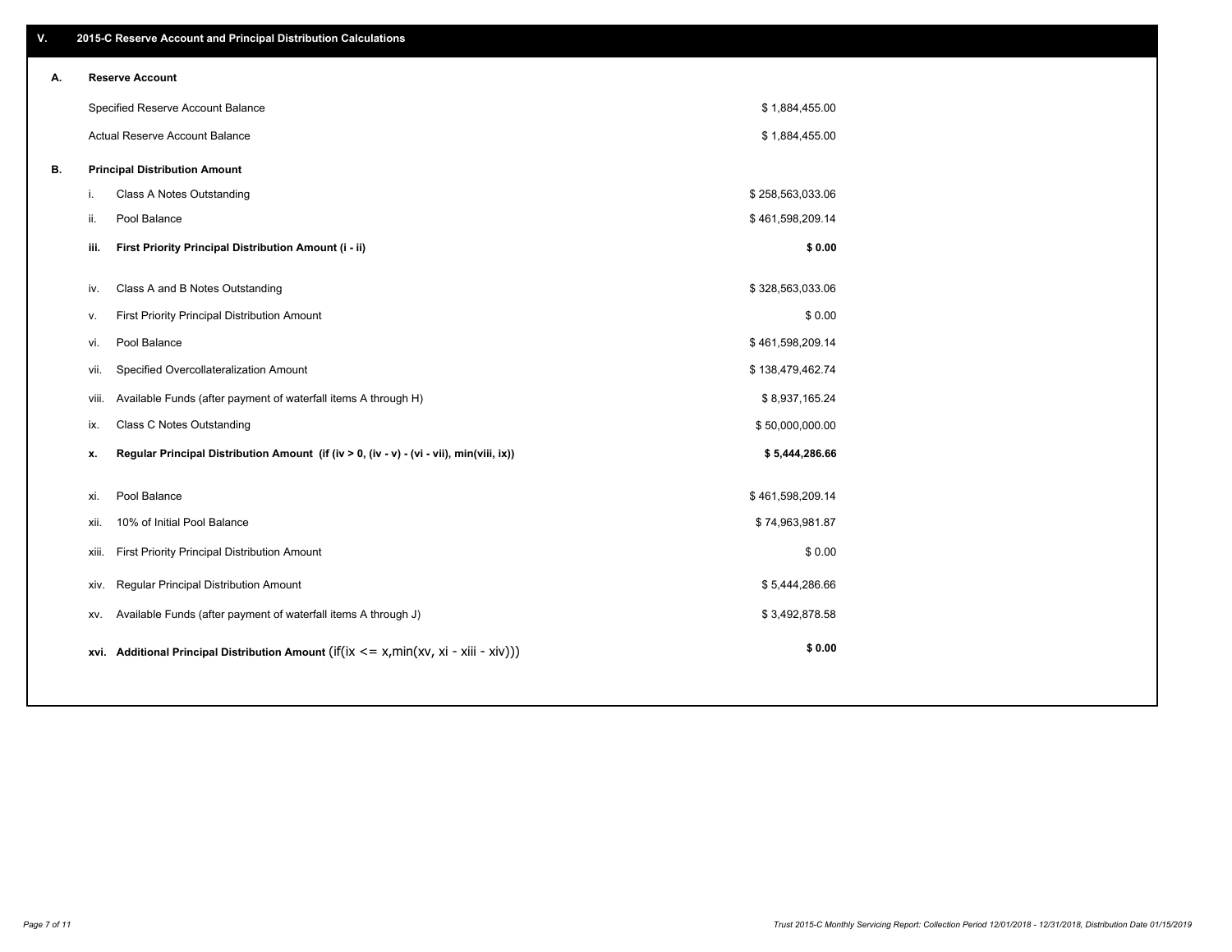## V. 2015-C Reserve Account and Principal Distribution Calculations

### A. Reserve Account

| | |
|---|---|
| Specified Reserve Account Balance | $ 1,884,455.00 |
| Actual Reserve Account Balance | $ 1,884,455.00 |

### B. Principal Distribution Amount

| | | |
|---|---|---|
| i. | Class A Notes Outstanding | $ 258,563,033.06 |
| ii. | Pool Balance | $ 461,598,209.14 |
| **iii.** | **First Priority Principal Distribution Amount (i - ii)** | **$ 0.00** |
| iv. | Class A and B Notes Outstanding | $ 328,563,033.06 |
| v. | First Priority Principal Distribution Amount | $ 0.00 |
| vi. | Pool Balance | $ 461,598,209.14 |
| vii. | Specified Overcollateralization Amount | $ 138,479,462.74 |
| viii. | Available Funds (after payment of waterfall items A through H) | $ 8,937,165.24 |
| ix. | Class C Notes Outstanding | $ 50,000,000.00 |
| **x.** | **Regular Principal Distribution Amount (if (iv > 0, (iv - v) - (vi - vii), min(viii, ix))** | **$ 5,444,286.66** |
| xi. | Pool Balance | $ 461,598,209.14 |
| xii. | 10% of Initial Pool Balance | $ 74,963,981.87 |
| xiii. | First Priority Principal Distribution Amount | $ 0.00 |
| xiv. | Regular Principal Distribution Amount | $ 5,444,286.66 |
| xv. | Available Funds (after payment of waterfall items A through J) | $ 3,492,878.58 |
| **xvi.** | **Additional Principal Distribution Amount** (if(ix <= x,min(xv, xi - xiii - xiv))) | **$ 0.00** |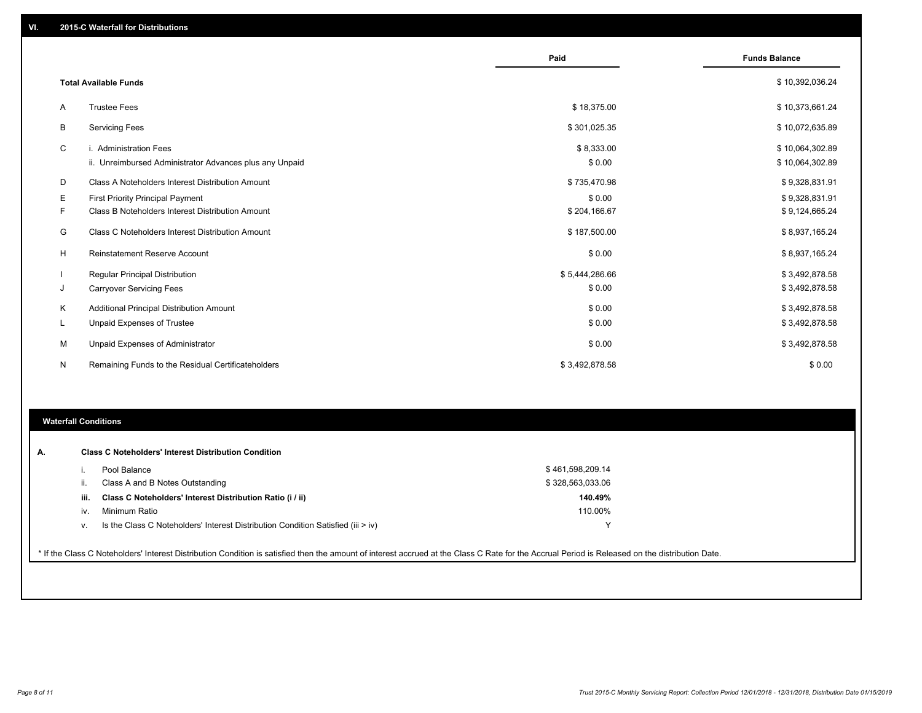## VI. 2015-C Waterfall for Distributions

| | | Paid | Funds Balance |
|---|---|---|---|
| | **Total Available Funds** | | $ 10,392,036.24 |
| A | Trustee Fees | $ 18,375.00 | $ 10,373,661.24 |
| B | Servicing Fees | $ 301,025.35 | $ 10,072,635.89 |
| C | i. Administration Fees | $ 8,333.00 | $ 10,064,302.89 |
| | ii. Unreimbursed Administrator Advances plus any Unpaid | $ 0.00 | $ 10,064,302.89 |
| D | Class A Noteholders Interest Distribution Amount | $ 735,470.98 | $ 9,328,831.91 |
| E | First Priority Principal Payment | $ 0.00 | $ 9,328,831.91 |
| F | Class B Noteholders Interest Distribution Amount | $ 204,166.67 | $ 9,124,665.24 |
| G | Class C Noteholders Interest Distribution Amount | $ 187,500.00 | $ 8,937,165.24 |
| H | Reinstatement Reserve Account | $ 0.00 | $ 8,937,165.24 |
| I | Regular Principal Distribution | $ 5,444,286.66 | $ 3,492,878.58 |
| J | Carryover Servicing Fees | $ 0.00 | $ 3,492,878.58 |
| K | Additional Principal Distribution Amount | $ 0.00 | $ 3,492,878.58 |
| L | Unpaid Expenses of Trustee | $ 0.00 | $ 3,492,878.58 |
| M | Unpaid Expenses of Administrator | $ 0.00 | $ 3,492,878.58 |
| N | Remaining Funds to the Residual Certificateholders | $ 3,492,878.58 | $ 0.00 |

## Waterfall Conditions

**A. Class C Noteholders' Interest Distribution Condition**

| | | |
|---|---|---|
| i. | Pool Balance | $ 461,598,209.14 |
| ii. | Class A and B Notes Outstanding | $ 328,563,033.06 |
| **iii.** | **Class C Noteholders' Interest Distribution Ratio (i / ii)** | **140.49%** |
| iv. | Minimum Ratio | 110.00% |
| v. | Is the Class C Noteholders' Interest Distribution Condition Satisfied (iii > iv) | Y |

* If the Class C Noteholders' Interest Distribution Condition is satisfied then the amount of interest accrued at the Class C Rate for the Accrual Period is Released on the distribution Date.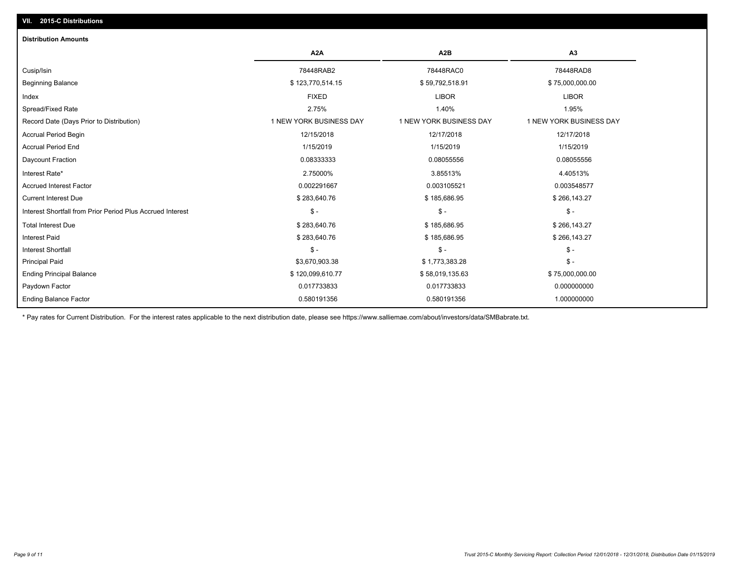## VII. 2015-C Distributions

### Distribution Amounts

| | A2A | A2B | A3 |
|---|---|---|---|
| Cusip/Isin | 78448RAB2 | 78448RAC0 | 78448RAD8 |
| Beginning Balance | $ 123,770,514.15 | $ 59,792,518.91 | $ 75,000,000.00 |
| Index | FIXED | LIBOR | LIBOR |
| Spread/Fixed Rate | 2.75% | 1.40% | 1.95% |
| Record Date (Days Prior to Distribution) | 1 NEW YORK BUSINESS DAY | 1 NEW YORK BUSINESS DAY | 1 NEW YORK BUSINESS DAY |
| Accrual Period Begin | 12/15/2018 | 12/17/2018 | 12/17/2018 |
| Accrual Period End | 1/15/2019 | 1/15/2019 | 1/15/2019 |
| Daycount Fraction | 0.08333333 | 0.08055556 | 0.08055556 |
| Interest Rate* | 2.75000% | 3.85513% | 4.40513% |
| Accrued Interest Factor | 0.002291667 | 0.003105521 | 0.003548577 |
| Current Interest Due | $ 283,640.76 | $ 185,686.95 | $ 266,143.27 |
| Interest Shortfall from Prior Period Plus Accrued Interest | $ - | $ - | $ - |
| Total Interest Due | $ 283,640.76 | $ 185,686.95 | $ 266,143.27 |
| Interest Paid | $ 283,640.76 | $ 185,686.95 | $ 266,143.27 |
| Interest Shortfall | $ - | $ - | $ - |
| Principal Paid | $3,670,903.38 | $ 1,773,383.28 | $ - |
| Ending Principal Balance | $ 120,099,610.77 | $ 58,019,135.63 | $ 75,000,000.00 |
| Paydown Factor | 0.017733833 | 0.017733833 | 0.000000000 |
| Ending Balance Factor | 0.580191356 | 0.580191356 | 1.000000000 |

* Pay rates for Current Distribution. For the interest rates applicable to the next distribution date, please see https://www.salliemae.com/about/investors/data/SMBabrate.txt.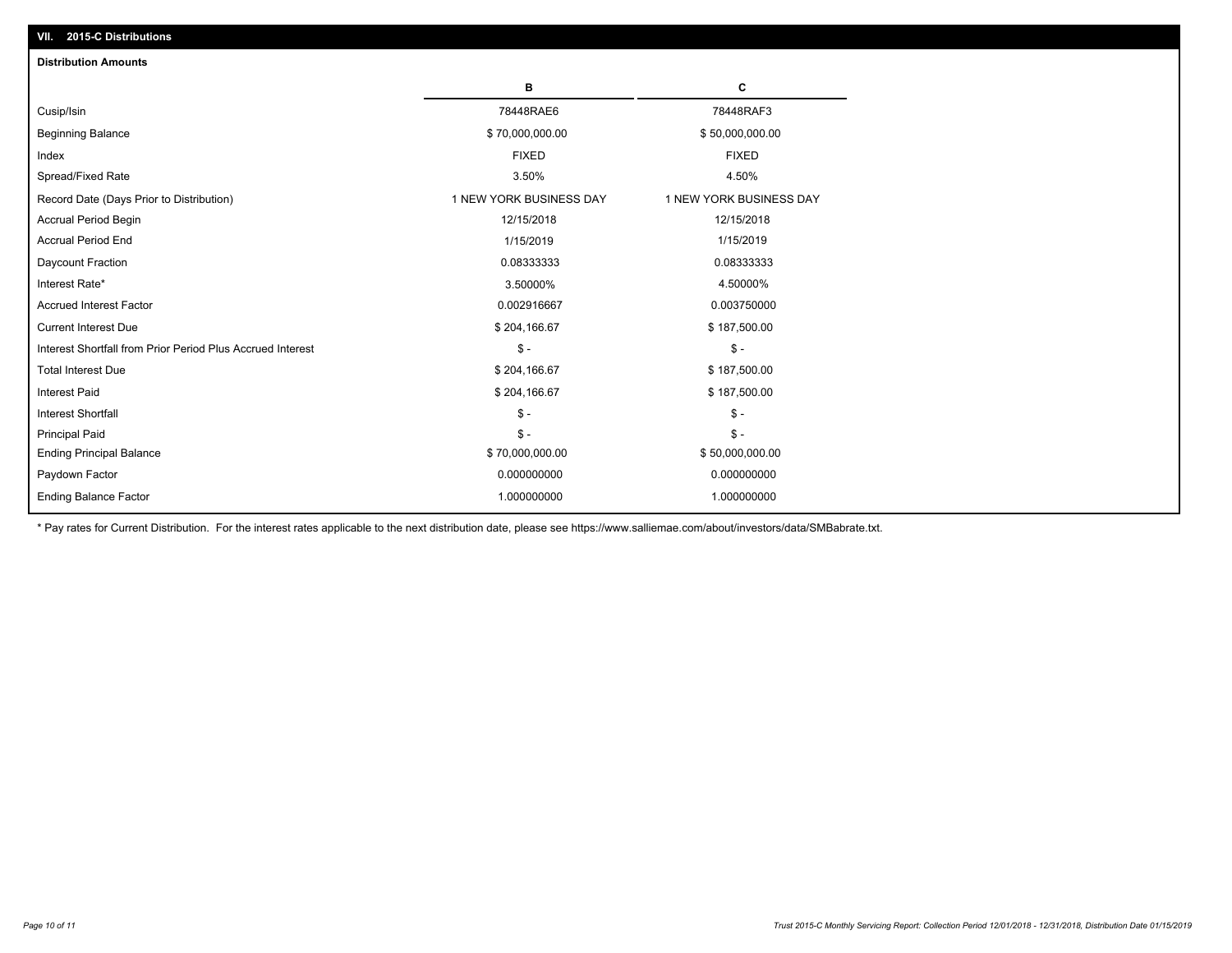## VII. 2015-C Distributions

### Distribution Amounts

| | B | C |
|---|---|---|
| Cusip/Isin | 78448RAE6 | 78448RAF3 |
| Beginning Balance | $ 70,000,000.00 | $ 50,000,000.00 |
| Index | FIXED | FIXED |
| Spread/Fixed Rate | 3.50% | 4.50% |
| Record Date (Days Prior to Distribution) | 1 NEW YORK BUSINESS DAY | 1 NEW YORK BUSINESS DAY |
| Accrual Period Begin | 12/15/2018 | 12/15/2018 |
| Accrual Period End | 1/15/2019 | 1/15/2019 |
| Daycount Fraction | 0.08333333 | 0.08333333 |
| Interest Rate* | 3.50000% | 4.50000% |
| Accrued Interest Factor | 0.002916667 | 0.003750000 |
| Current Interest Due | $ 204,166.67 | $ 187,500.00 |
| Interest Shortfall from Prior Period Plus Accrued Interest | $ - | $ - |
| Total Interest Due | $ 204,166.67 | $ 187,500.00 |
| Interest Paid | $ 204,166.67 | $ 187,500.00 |
| Interest Shortfall | $ - | $ - |
| Principal Paid | $ - | $ - |
| Ending Principal Balance | $ 70,000,000.00 | $ 50,000,000.00 |
| Paydown Factor | 0.000000000 | 0.000000000 |
| Ending Balance Factor | 1.000000000 | 1.000000000 |

* Pay rates for Current Distribution. For the interest rates applicable to the next distribution date, please see https://www.salliemae.com/about/investors/data/SMBabrate.txt.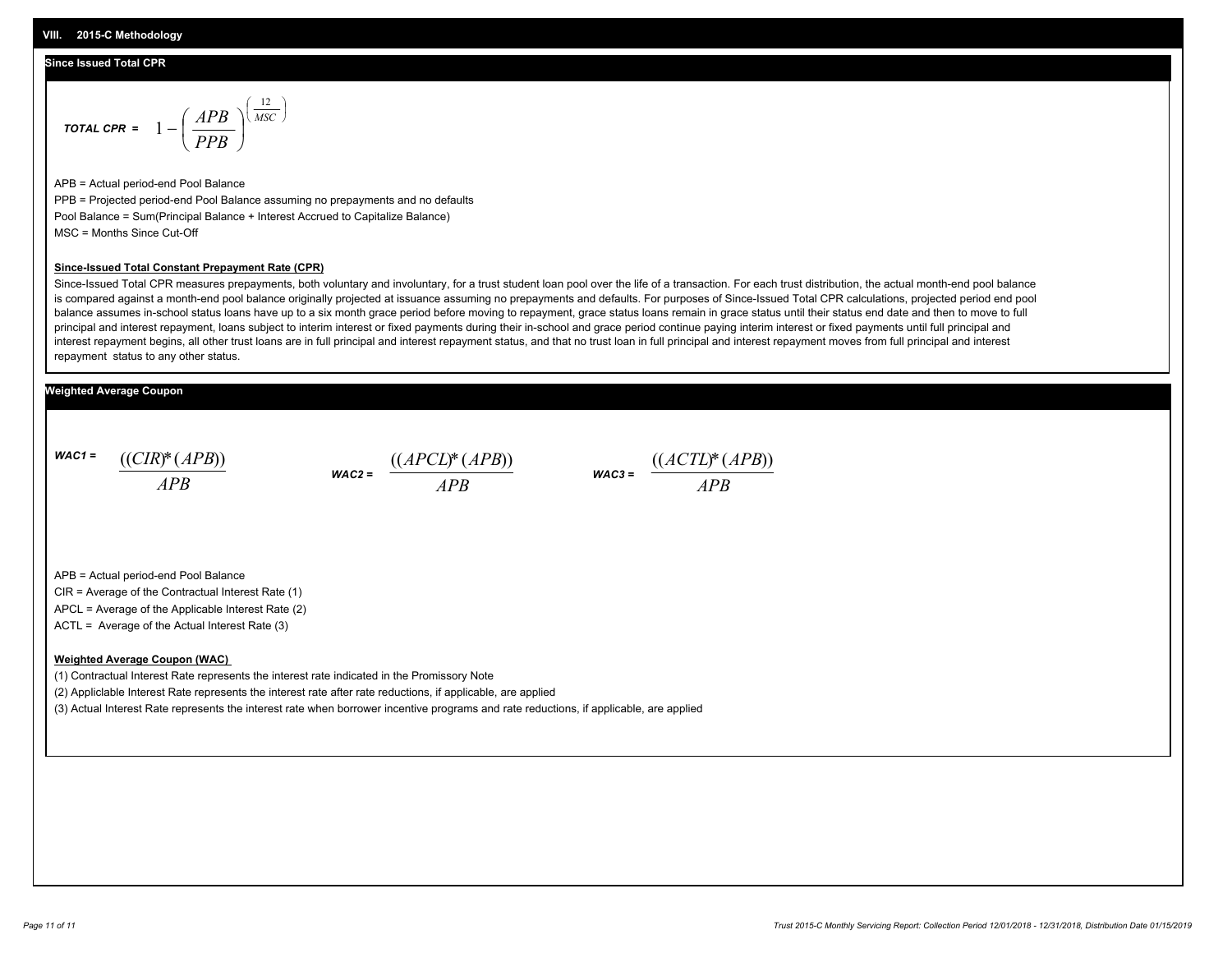## VIII. 2015-C Methodology

### Since Issued Total CPR

$$\textit{TOTAL CPR} = 1 - \left(\frac{APB}{PPB}\right)^{\left(\frac{12}{MSC}\right)}$$

APB = Actual period-end Pool Balance

PPB = Projected period-end Pool Balance assuming no prepayments and no defaults

Pool Balance = Sum(Principal Balance + Interest Accrued to Capitalize Balance)

MSC = Months Since Cut-Off

**Since-Issued Total Constant Prepayment Rate (CPR)**

Since-Issued Total CPR measures prepayments, both voluntary and involuntary, for a trust student loan pool over the life of a transaction. For each trust distribution, the actual month-end pool balance is compared against a month-end pool balance originally projected at issuance assuming no prepayments and defaults. For purposes of Since-Issued Total CPR calculations, projected period end pool balance assumes in-school status loans have up to a six month grace period before moving to repayment, grace status loans remain in grace status until their status end date and then to move to full principal and interest repayment, loans subject to interim interest or fixed payments during their in-school and grace period continue paying interim interest or fixed payments until full principal and interest repayment begins, all other trust loans are in full principal and interest repayment status, and that no trust loan in full principal and interest repayment moves from full principal and interest repayment status to any other status.

### Weighted Average Coupon

$$\textit{WAC1} = \frac{((CIR)*(APB))}{APB} \qquad \textit{WAC2} = \frac{((APCL)*(APB))}{APB} \qquad \textit{WAC3} = \frac{((ACTL)*(APB))}{APB}$$

APB = Actual period-end Pool Balance

CIR = Average of the Contractual Interest Rate (1)

APCL = Average of the Applicable Interest Rate (2)

ACTL = Average of the Actual Interest Rate (3)

**Weighted Average Coupon (WAC)**

(1) Contractual Interest Rate represents the interest rate indicated in the Promissory Note

(2) Appliclable Interest Rate represents the interest rate after rate reductions, if applicable, are applied

(3) Actual Interest Rate represents the interest rate when borrower incentive programs and rate reductions, if applicable, are applied